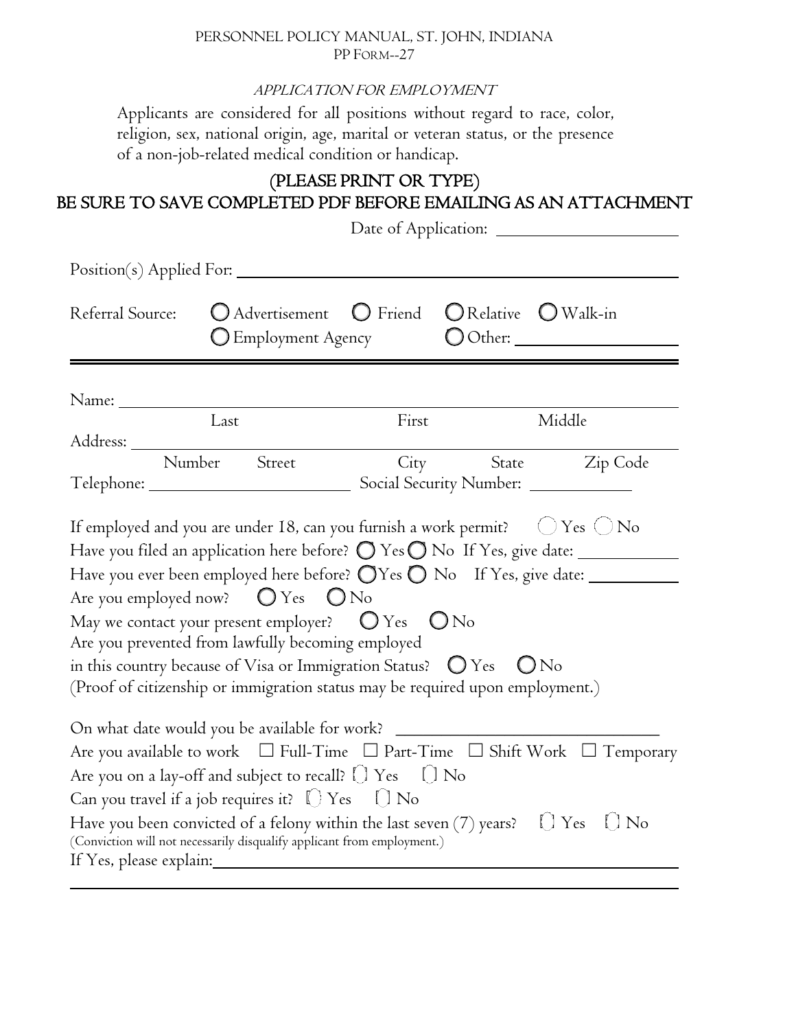PERSONNEL POLICY MANUAL, ST. JOHN, INDIANA
PP FORM--27

# *APPLICATION FOR EMPLOYMENT*

Applicants are considered for all positions without regard to race, color, religion, sex, national origin, age, marital or veteran status, or the presence of a non-job-related medical condition or handicap.

**(PLEASE PRINT OR TYPE)**
**BE SURE TO SAVE COMPLETED PDF BEFORE EMAILING AS AN ATTACHMENT**

Date of Application: ____________________

Position(s) Applied For: ____________________________________________

Referral Source: ◯ Advertisement ◯ Friend ◯ Relative ◯ Walk-in ◯ Employment Agency ◯ Other: ________________

---

Name: ____________________________________________
Last First Middle

Address: ____________________________________________
Number Street City State Zip Code

Telephone: ____________________ Social Security Number: ____________

If employed and you are under 18, can you furnish a work permit? ◯ Yes ◯ No

Have you filed an application here before? ◯ Yes ◯ No If Yes, give date: ____________

Have you ever been employed here before? ◯ Yes ◯ No If Yes, give date: ____________

Are you employed now? ◯ Yes ◯ No

May we contact your present employer? ◯ Yes ◯ No

Are you prevented from lawfully becoming employed in this country because of Visa or Immigration Status? ◯ Yes ◯ No

(Proof of citizenship or immigration status may be required upon employment.)

On what date would you be available for work? ____________________________

Are you available to work ☐ Full-Time ☐ Part-Time ☐ Shift Work ☐ Temporary

Are you on a lay-off and subject to recall? ◯ Yes ◯ No

Can you travel if a job requires it? ◯ Yes ◯ No

Have you been convicted of a felony within the last seven (7) years? ◯ Yes ◯ No

(Conviction will not necessarily disqualify applicant from employment.)

If Yes, please explain: ____________________________________________

____________________________________________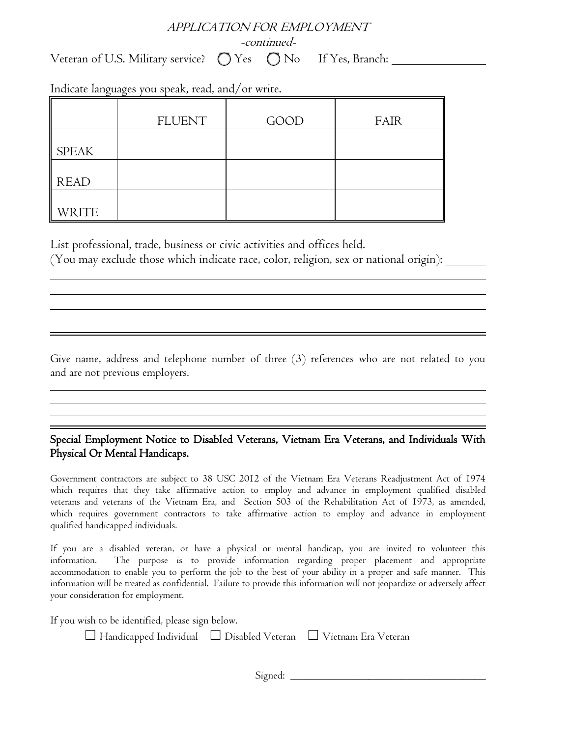# APPLICATION FOR EMPLOYMENT

*-continued-*

Veterans of U.S. Military service? ◯ Yes ◯ No If Yes, Branch: ____________

Indicate languages you speak, read, and/or write.

| | FLUENT | GOOD | FAIR |
|---|---|---|---|
| SPEAK | | | |
| READ | | | |
| WRITE | | | |

List professional, trade, business or civic activities and offices held.
(You may exclude those which indicate race, color, religion, sex or national origin): ______

______________________________________________________________________

______________________________________________________________________

______________________________________________________________________

______________________________________________________________________

Give name, address and telephone number of three (3) references who are not related to you and are not previous employers.

______________________________________________________________________

______________________________________________________________________

______________________________________________________________________

______________________________________________________________________

## Special Employment Notice to Disabled Veterans, Vietnam Era Veterans, and Individuals With Physical Or Mental Handicaps.

Government contractors are subject to 38 USC 2012 of the Vietnam Era Veterans Readjustment Act of 1974 which requires that they take affirmative action to employ and advance in employment qualified disabled veterans and veterans of the Vietnam Era, and Section 503 of the Rehabilitation Act of 1973, as amended, which requires government contractors to take affirmative action to employ and advance in employment qualified handicapped individuals.

If you are a disabled veteran, or have a physical or mental handicap, you are invited to volunteer this information. The purpose is to provide information regarding proper placement and appropriate accommodation to enable you to perform the job to the best of your ability in a proper and safe manner. This information will be treated as confidential. Failure to provide this information will not jeopardize or adversely affect your consideration for employment.

If you wish to be identified, please sign below.

☐ Handicapped Individual ☐ Disabled Veteran ☐ Vietnam Era Veteran

Signed: ______________________________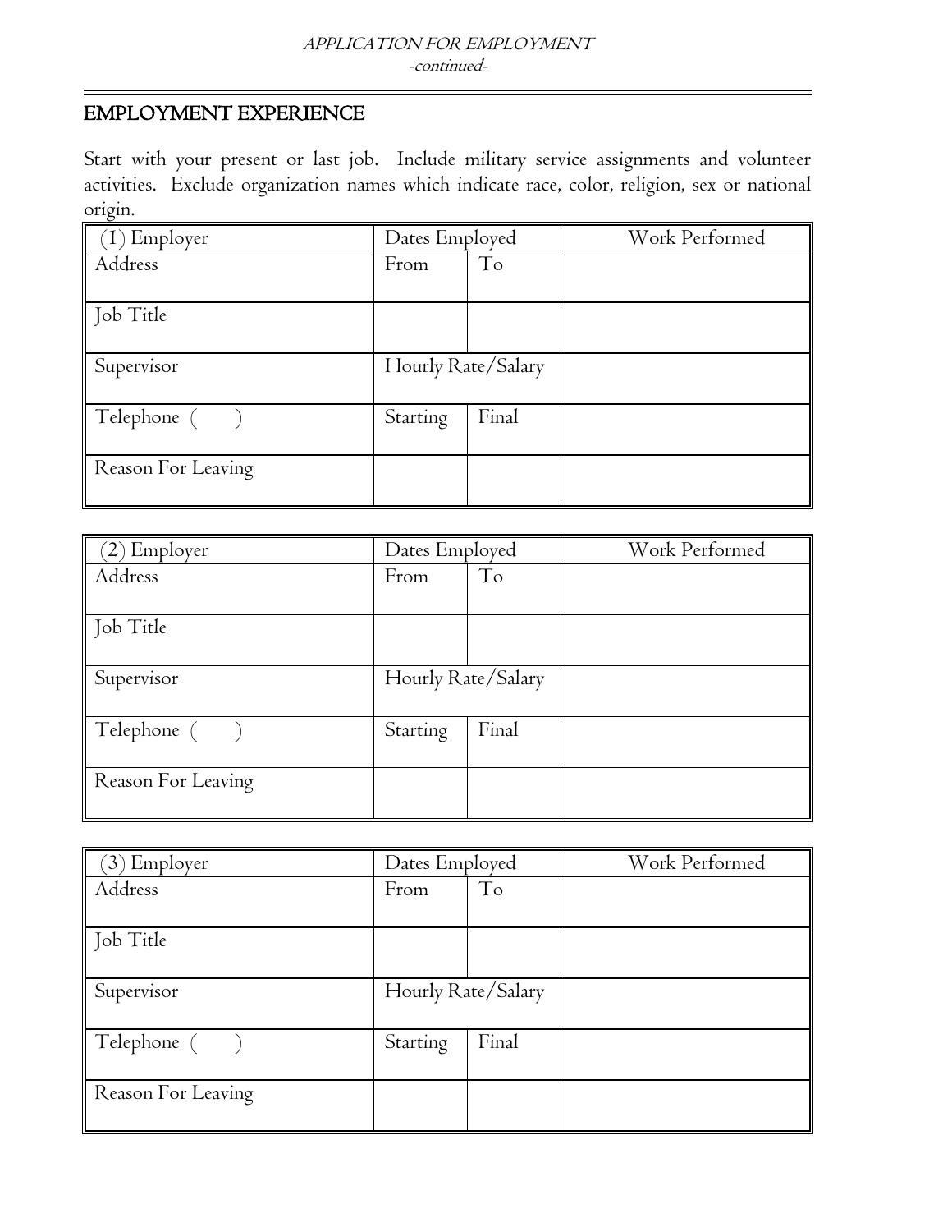APPLICATION FOR EMPLOYMENT
-continued-

## EMPLOYMENT EXPERIENCE

Start with your present or last job. Include military service assignments and volunteer activities. Exclude organization names which indicate race, color, religion, sex or national origin.

| (1) Employer | Dates Employed | | Work Performed |
|---|---|---|---|
| Address | From | To | |
| Job Title | | | |
| Supervisor | Hourly Rate/Salary | | |
| Telephone (   ) | Starting | Final | |
| Reason For Leaving | | | |

| (2) Employer | Dates Employed | | Work Performed |
|---|---|---|---|
| Address | From | To | |
| Job Title | | | |
| Supervisor | Hourly Rate/Salary | | |
| Telephone (   ) | Starting | Final | |
| Reason For Leaving | | | |

| (3) Employer | Dates Employed | | Work Performed |
|---|---|---|---|
| Address | From | To | |
| Job Title | | | |
| Supervisor | Hourly Rate/Salary | | |
| Telephone (   ) | Starting | Final | |
| Reason For Leaving | | | |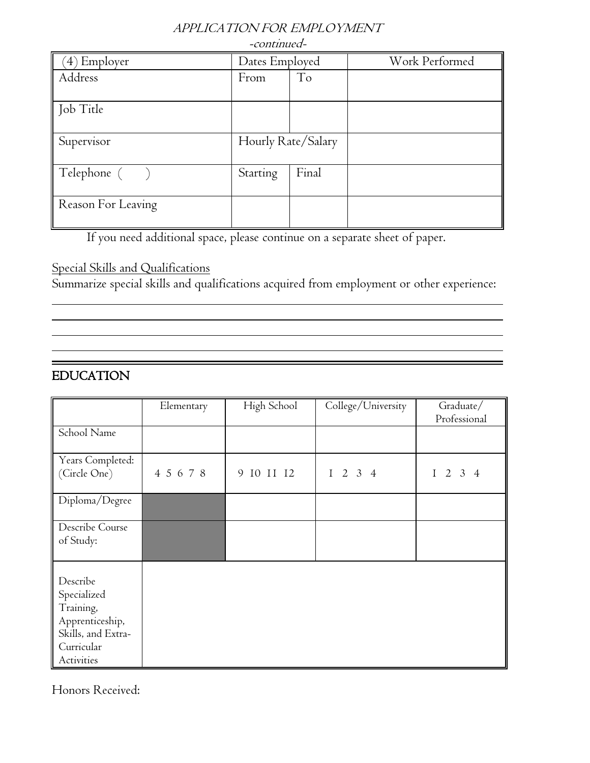*APPLICATION FOR EMPLOYMENT*

*-continued-*

| (4) Employer | Dates Employed | | Work Performed |
|---|---|---|---|
| Address | From | To | |
| Job Title | | | |
| Supervisor | Hourly Rate/Salary | | |
| Telephone (     ) | Starting | Final | |
| Reason For Leaving | | | |

If you need additional space, please continue on a separate sheet of paper.

Special Skills and Qualifications

Summarize special skills and qualifications acquired from employment or other experience:

## EDUCATION

| | Elementary | High School | College/University | Graduate/ Professional |
|---|---|---|---|---|
| School Name | | | | |
| Years Completed: (Circle One) | 4 5 6 7 8 | 9 10 11 12 | 1 2 3 4 | 1 2 3 4 |
| Diploma/Degree | | | | |
| Describe Course of Study: | | | | |
| Describe Specialized Training, Apprenticeship, Skills, and Extra-Curricular Activities | | | | |

Honors Received: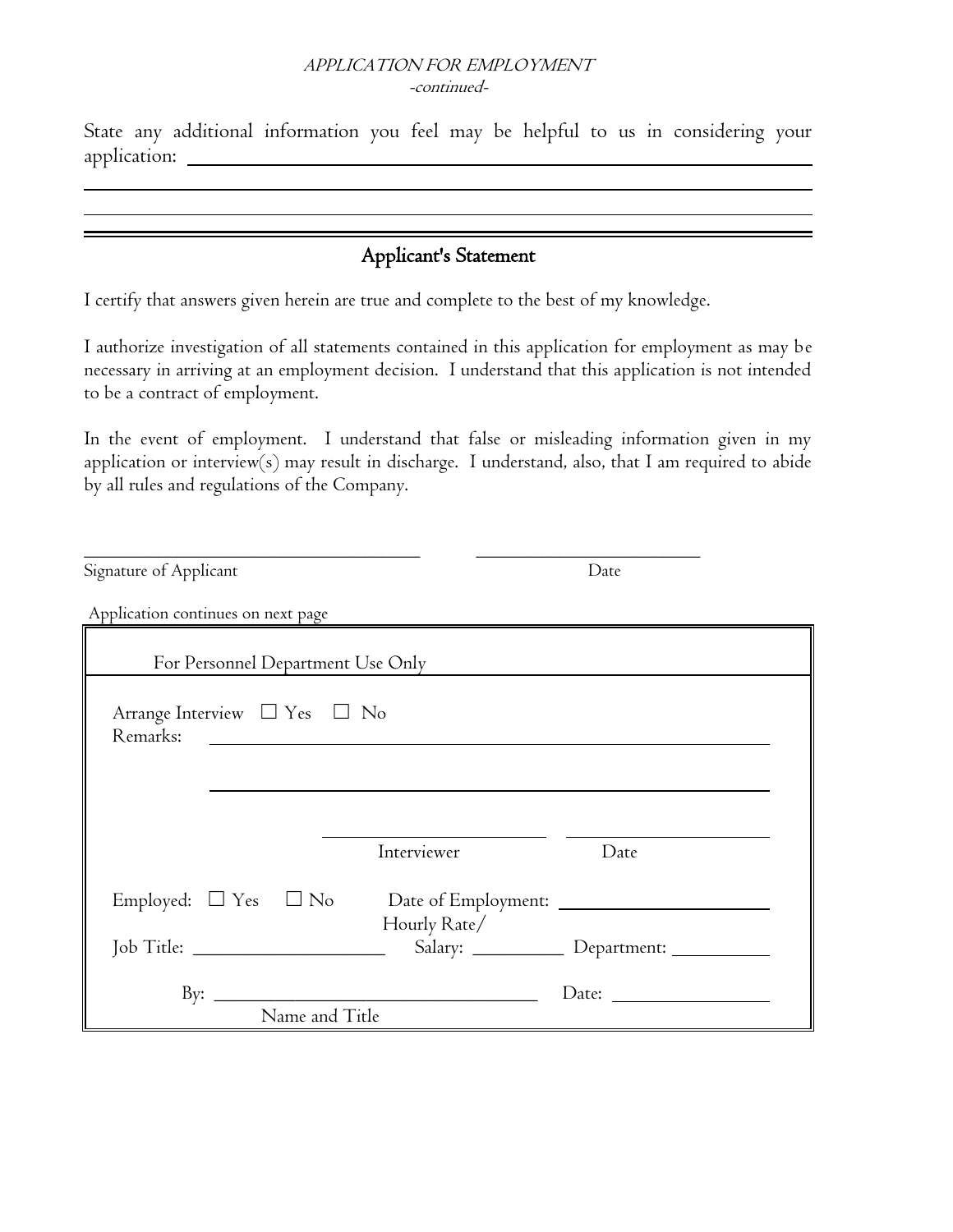*APPLICATION FOR EMPLOYMENT*
*-continued-*

State any additional information you feel may be helpful to us in considering your application: \_\_\_\_\_\_\_\_\_\_\_\_\_\_\_\_\_\_\_\_\_\_\_\_\_\_\_\_\_\_\_\_\_\_\_\_\_\_\_\_

\_\_\_\_\_\_\_\_\_\_\_\_\_\_\_\_\_\_\_\_\_\_\_\_\_\_\_\_\_\_\_\_\_\_\_\_\_\_\_\_\_\_\_\_\_\_\_\_\_\_\_\_\_\_\_\_

\_\_\_\_\_\_\_\_\_\_\_\_\_\_\_\_\_\_\_\_\_\_\_\_\_\_\_\_\_\_\_\_\_\_\_\_\_\_\_\_\_\_\_\_\_\_\_\_\_\_\_\_\_\_\_\_

## Applicant's Statement

I certify that answers given herein are true and complete to the best of my knowledge.

I authorize investigation of all statements contained in this application for employment as may be necessary in arriving at an employment decision. I understand that this application is not intended to be a contract of employment.

In the event of employment. I understand that false or misleading information given in my application or interview(s) may result in discharge. I understand, also, that I am required to abide by all rules and regulations of the Company.

\_\_\_\_\_\_\_\_\_\_\_\_\_\_\_\_\_\_\_\_\_\_\_\_\_\_\_\_\_\_\_\_\_\_ \_\_\_\_\_\_\_\_\_\_\_\_\_\_\_\_\_\_\_\_\_\_

Signature of Applicant Date

Application continues on next page

---

For Personnel Department Use Only

Arrange Interview ☐ Yes ☐ No

Remarks: \_\_\_\_\_\_\_\_\_\_\_\_\_\_\_\_\_\_\_\_\_\_\_\_\_\_\_\_\_\_\_\_\_\_\_\_\_\_\_\_\_\_\_\_

\_\_\_\_\_\_\_\_\_\_\_\_\_\_\_\_\_\_\_\_\_\_\_\_\_\_\_\_\_\_\_\_\_\_\_\_\_\_\_\_\_\_\_\_

\_\_\_\_\_\_\_\_\_\_\_\_\_\_\_\_\_\_\_\_ \_\_\_\_\_\_\_\_\_\_\_\_\_\_\_\_\_\_\_\_

Interviewer Date

Employed: ☐ Yes ☐ No Date of Employment: \_\_\_\_\_\_\_\_\_\_\_\_\_\_\_\_\_\_\_\_

Job Title: \_\_\_\_\_\_\_\_\_\_\_\_\_\_\_\_\_\_\_\_ Hourly Rate/ Salary: \_\_\_\_\_\_\_\_\_\_ Department: \_\_\_\_\_\_\_\_\_\_

By: \_\_\_\_\_\_\_\_\_\_\_\_\_\_\_\_\_\_\_\_\_\_\_\_\_\_\_\_\_\_\_\_ Date: \_\_\_\_\_\_\_\_\_\_\_\_\_\_\_\_

Name and Title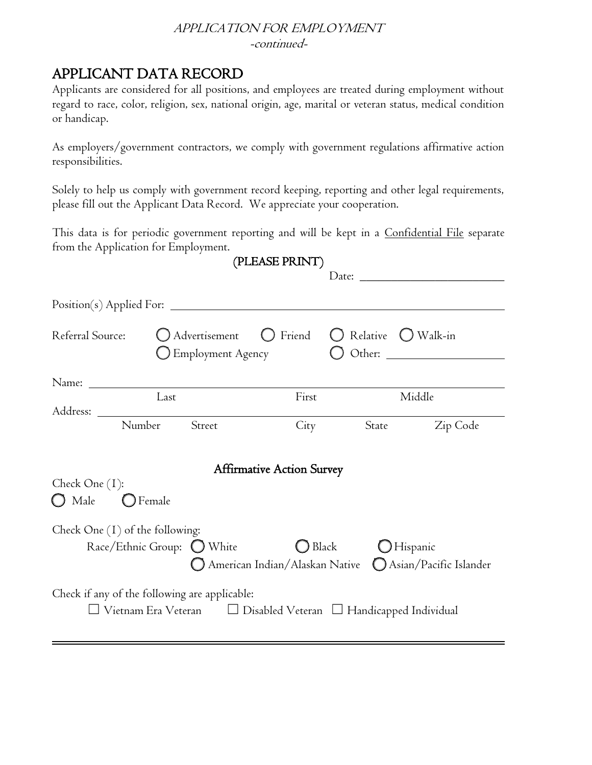*APPLICATION FOR EMPLOYMENT*
*-continued-*

# APPLICANT DATA RECORD

Applicants are considered for all positions, and employees are treated during employment without regard to race, color, religion, sex, national origin, age, marital or veteran status, medical condition or handicap.

As employers/government contractors, we comply with government regulations affirmative action responsibilities.

Solely to help us comply with government record keeping, reporting and other legal requirements, please fill out the Applicant Data Record. We appreciate your cooperation.

This data is for periodic government reporting and will be kept in a Confidential File separate from the Application for Employment.

**(PLEASE PRINT)**

Date: ______________________

Position(s) Applied For: ______________________________________________

Referral Source: ◯ Advertisement ◯ Friend ◯ Relative ◯ Walk-in
◯ Employment Agency ◯ Other: ________________

Name: ______________________________________________
Last First Middle

Address: ______________________________________________
Number Street City State Zip Code

## Affirmative Action Survey

Check One (I):
◯ Male ◯ Female

Check One (I) of the following:
Race/Ethnic Group: ◯ White ◯ Black ◯ Hispanic
◯ American Indian/Alaskan Native ◯ Asian/Pacific Islander

Check if any of the following are applicable:
☐ Vietnam Era Veteran ☐ Disabled Veteran ☐ Handicapped Individual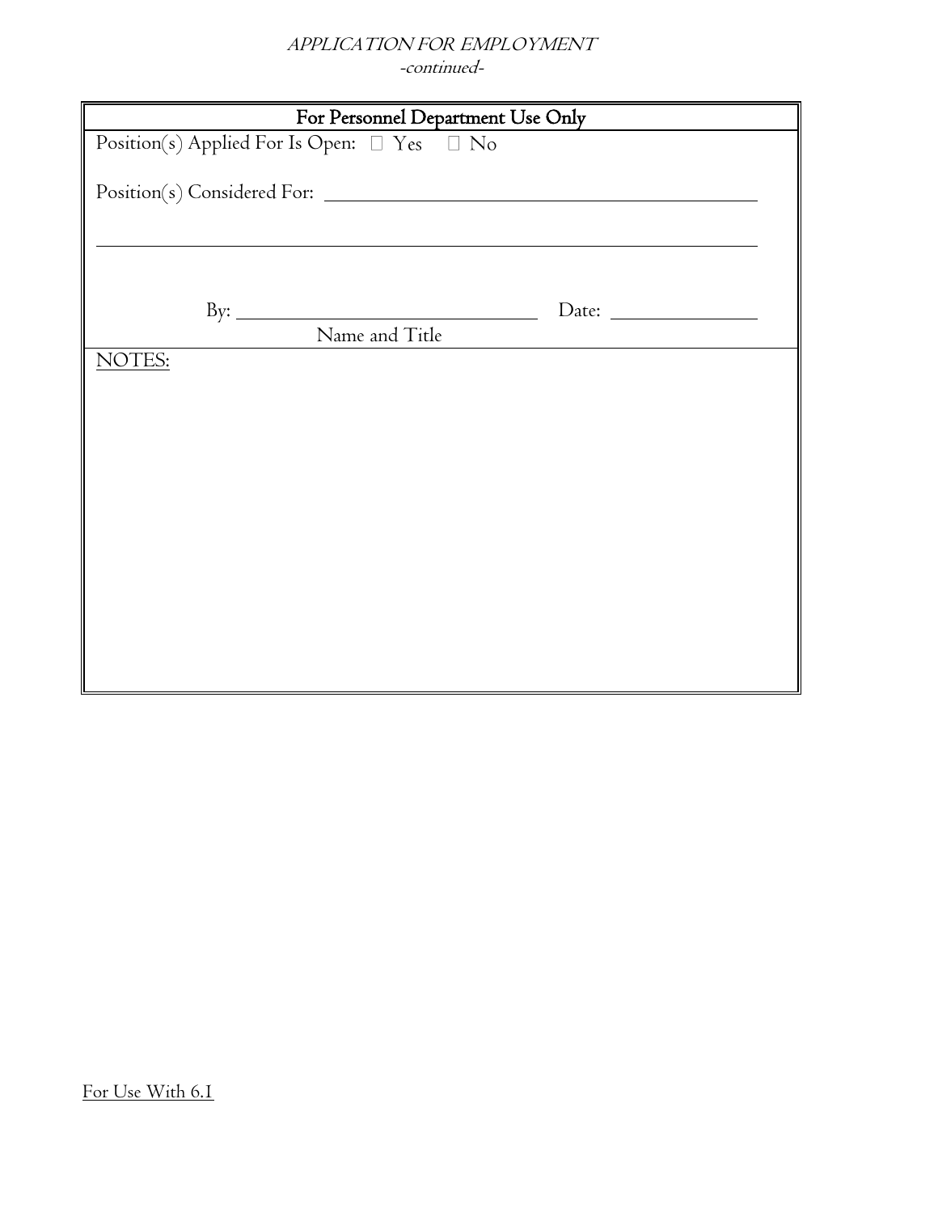*APPLICATION FOR EMPLOYMENT*
*-continued-*

**For Personnel Department Use Only**

Position(s) Applied For Is Open: ☐ Yes ☐ No

Position(s) Considered For: ______________________________________________

______________________________________________________________________

By: ________________________________ Date: _______________
Name and Title

NOTES:

For Use With 6.1